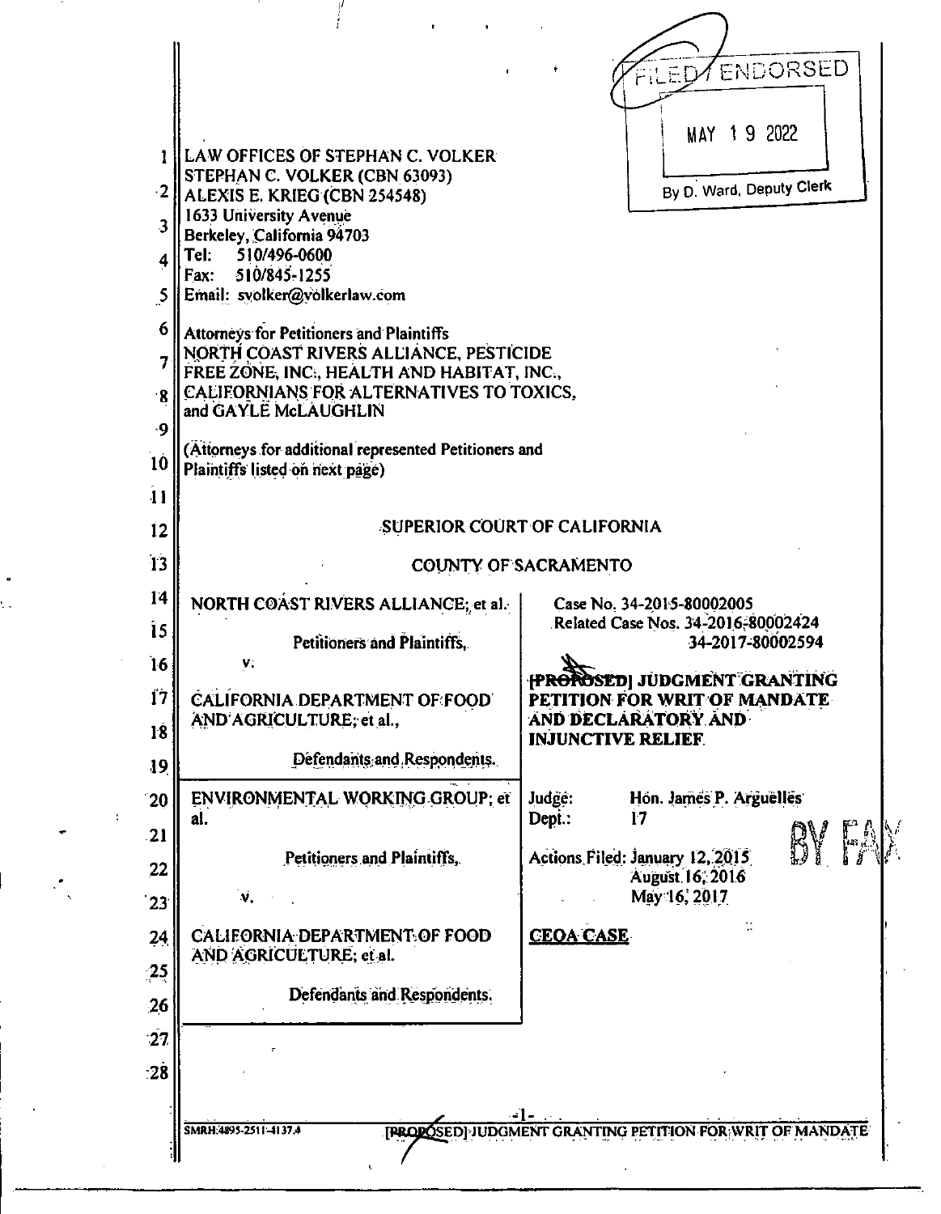FILED / ENDORSED

MAY 19 2022

By D. Ward, Deputy Clerk

LAW OFFICES OF STEPHAN C. VOLKER
STEPHAN C. VOLKER (CBN 63093)
ALEXIS E. KRIEG (CBN 254548)
1633 University Avenue
Berkeley, California 94703
Tel: 510/496-0600
Fax: 510/845-1255
Email: svolker@volkerlaw.com

Attorneys for Petitioners and Plaintiffs
NORTH COAST RIVERS ALLIANCE, PESTICIDE FREE ZONE, INC., HEALTH AND HABITAT, INC., CALIFORNIANS FOR ALTERNATIVES TO TOXICS, and GAYLE McLAUGHLIN

(Attorneys for additional represented Petitioners and Plaintiffs listed on next page)

## SUPERIOR COURT OF CALIFORNIA

## COUNTY OF SACRAMENTO

| | |
|---|---|
| NORTH COAST RIVERS ALLIANCE, et al.<br><br>Petitioners and Plaintiffs,<br><br>v.<br><br>CALIFORNIA DEPARTMENT OF FOOD AND AGRICULTURE, et al.,<br><br>Defendants and Respondents. | Case No. 34-2015-80002005<br>Related Case Nos. 34-2016-80002424<br>34-2017-80002594<br><br>~~[PROPOSED]~~ **JUDGMENT GRANTING PETITION FOR WRIT OF MANDATE AND DECLARATORY AND INJUNCTIVE RELIEF** |
| ENVIRONMENTAL WORKING GROUP, et al.<br><br>Petitioners and Plaintiffs,<br><br>v.<br><br>CALIFORNIA DEPARTMENT OF FOOD AND AGRICULTURE, et al.<br><br>Defendants and Respondents. | Judge: Hon. James P. Arguelles<br>Dept.: 17<br><br>Actions Filed: January 12, 2015<br>August 16, 2016<br>May 16, 2017<br><br>**CEQA CASE** |

BY FAX

SMRH:4895-2511-4137.4 ~~[PROPOSED]~~ JUDGMENT GRANTING PETITION FOR WRIT OF MANDATE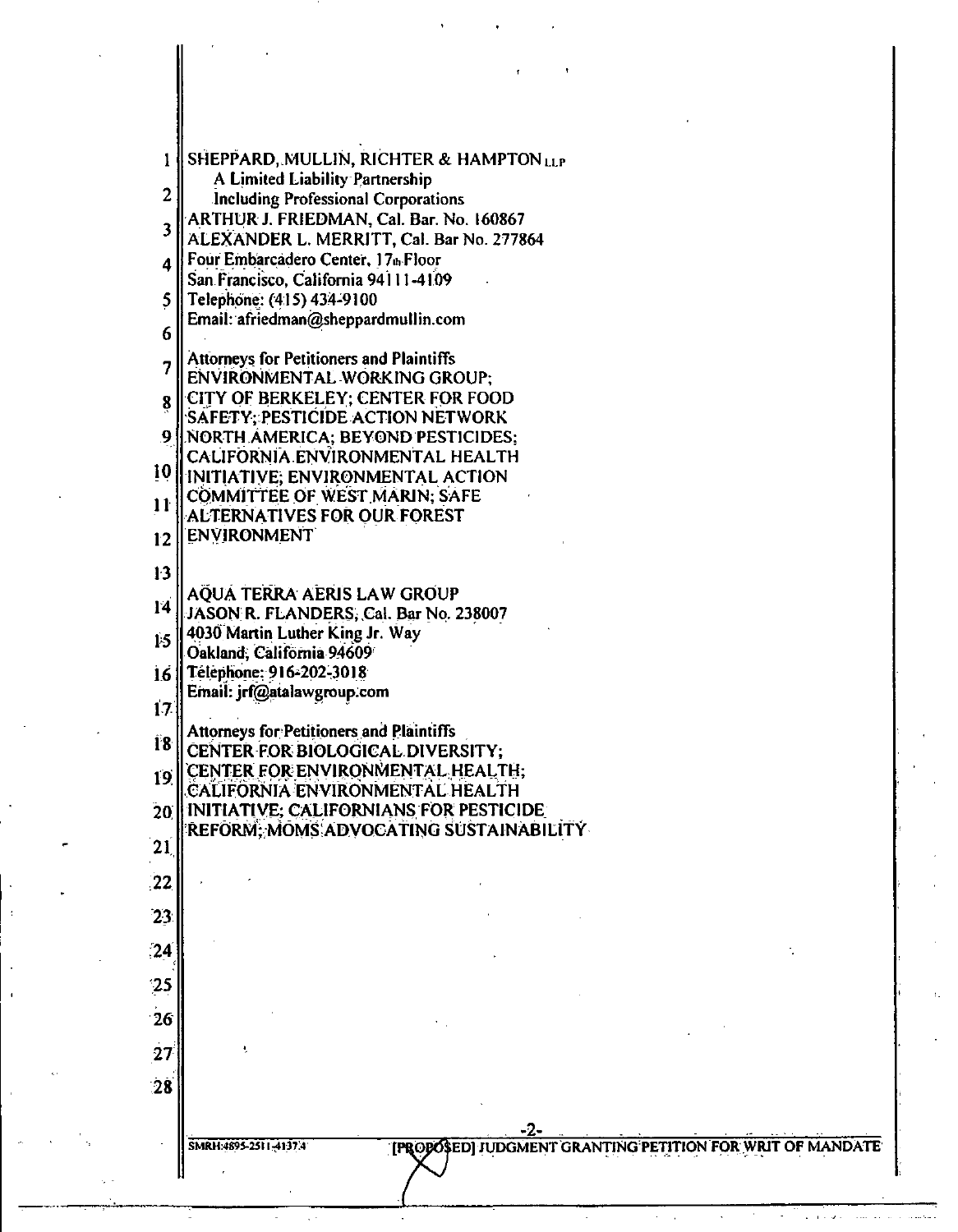SHEPPARD, MULLIN, RICHTER & HAMPTON LLP
A Limited Liability Partnership
Including Professional Corporations
ARTHUR J. FRIEDMAN, Cal. Bar. No. 160867
ALEXANDER L. MERRITT, Cal. Bar No. 277864
Four Embarcadero Center, 17th Floor
San Francisco, California 94111-4109
Telephone: (415) 434-9100
Email: afriedman@sheppardmullin.com

Attorneys for Petitioners and Plaintiffs
ENVIRONMENTAL WORKING GROUP;
CITY OF BERKELEY; CENTER FOR FOOD
SAFETY; PESTICIDE ACTION NETWORK
NORTH AMERICA; BEYOND PESTICIDES;
CALIFORNIA ENVIRONMENTAL HEALTH
INITIATIVE; ENVIRONMENTAL ACTION
COMMITTEE OF WEST MARIN; SAFE
ALTERNATIVES FOR OUR FOREST
ENVIRONMENT

AQUA TERRA AERIS LAW GROUP
JASON R. FLANDERS, Cal. Bar No. 238007
4030 Martin Luther King Jr. Way
Oakland, California 94609
Telephone: 916-202-3018
Email: jrf@atalawgroup.com

Attorneys for Petitioners and Plaintiffs
CENTER FOR BIOLOGICAL DIVERSITY;
CENTER FOR ENVIRONMENTAL HEALTH;
CALIFORNIA ENVIRONMENTAL HEALTH
INITIATIVE; CALIFORNIANS FOR PESTICIDE
REFORM; MOMS ADVOCATING SUSTAINABILITY

SMRH:4895-2511-4137.4

[PROPOSED] JUDGMENT GRANTING PETITION FOR WRIT OF MANDATE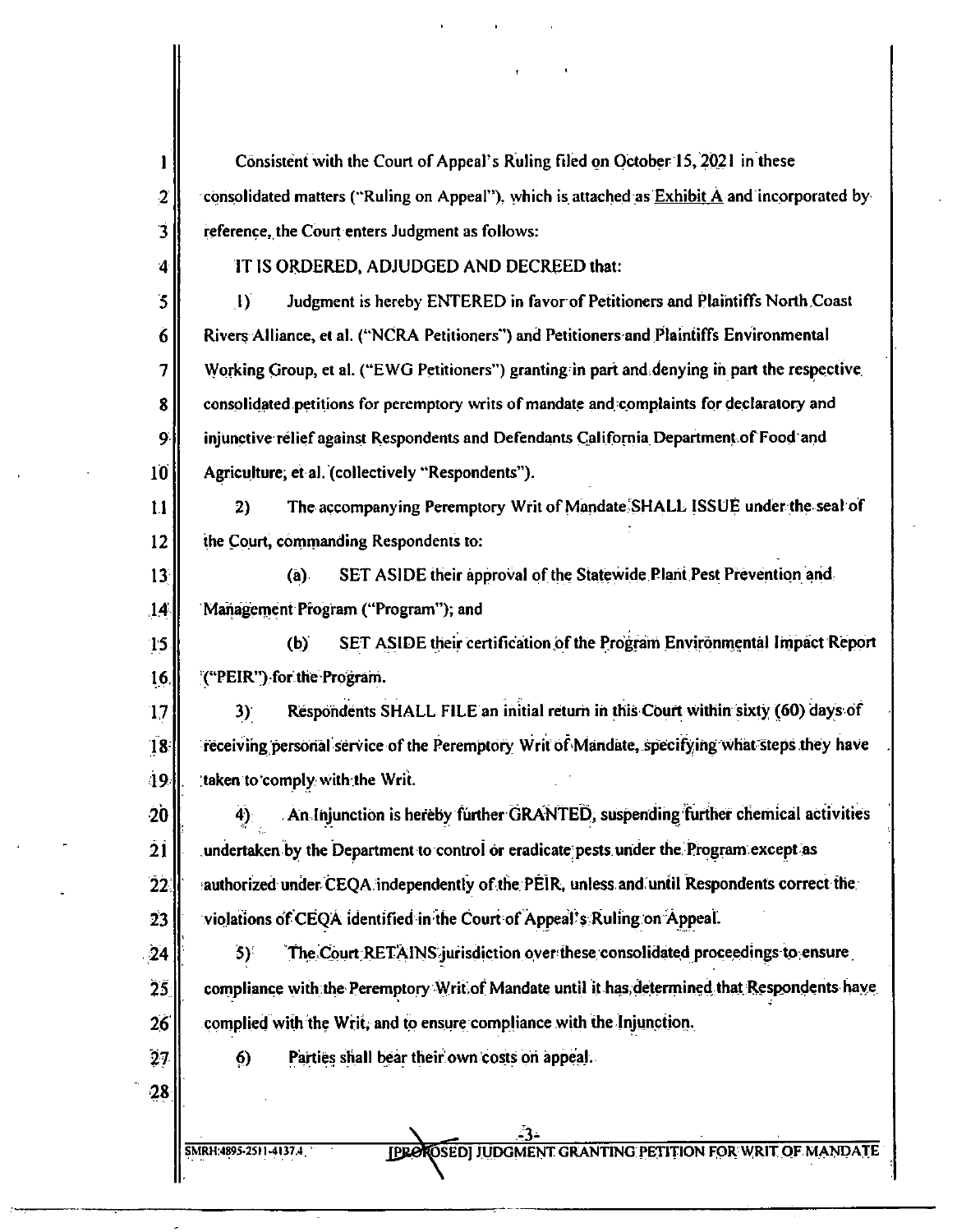Consistent with the Court of Appeal's Ruling filed on October 15, 2021 in these consolidated matters ("Ruling on Appeal"), which is attached as Exhibit A and incorporated by reference, the Court enters Judgment as follows:

IT IS ORDERED, ADJUDGED AND DECREED that:

1) Judgment is hereby ENTERED in favor of Petitioners and Plaintiffs North Coast Rivers Alliance, et al. ("NCRA Petitioners") and Petitioners and Plaintiffs Environmental Working Group, et al. ("EWG Petitioners") granting in part and denying in part the respective consolidated petitions for peremptory writs of mandate and complaints for declaratory and injunctive relief against Respondents and Defendants California Department of Food and Agriculture, et al. (collectively "Respondents").

2) The accompanying Peremptory Writ of Mandate SHALL ISSUE under the seal of the Court, commanding Respondents to:

(a) SET ASIDE their approval of the Statewide Plant Pest Prevention and Management Program ("Program"); and

(b) SET ASIDE their certification of the Program Environmental Impact Report ("PEIR") for the Program.

3) Respondents SHALL FILE an initial return in this Court within sixty (60) days of receiving personal service of the Peremptory Writ of Mandate, specifying what steps they have taken to comply with the Writ.

4) An Injunction is hereby further GRANTED, suspending further chemical activities undertaken by the Department to control or eradicate pests under the Program except as authorized under CEQA independently of the PEIR, unless and until Respondents correct the violations of CEQA identified in the Court of Appeal's Ruling on Appeal.

5) The Court RETAINS jurisdiction over these consolidated proceedings to ensure compliance with the Peremptory Writ of Mandate until it has determined that Respondents have complied with the Writ, and to ensure compliance with the Injunction.

6) Parties shall bear their own costs on appeal.

SMRH:4895-2511-4137.4 [PROPOSED] JUDGMENT GRANTING PETITION FOR WRIT OF MANDATE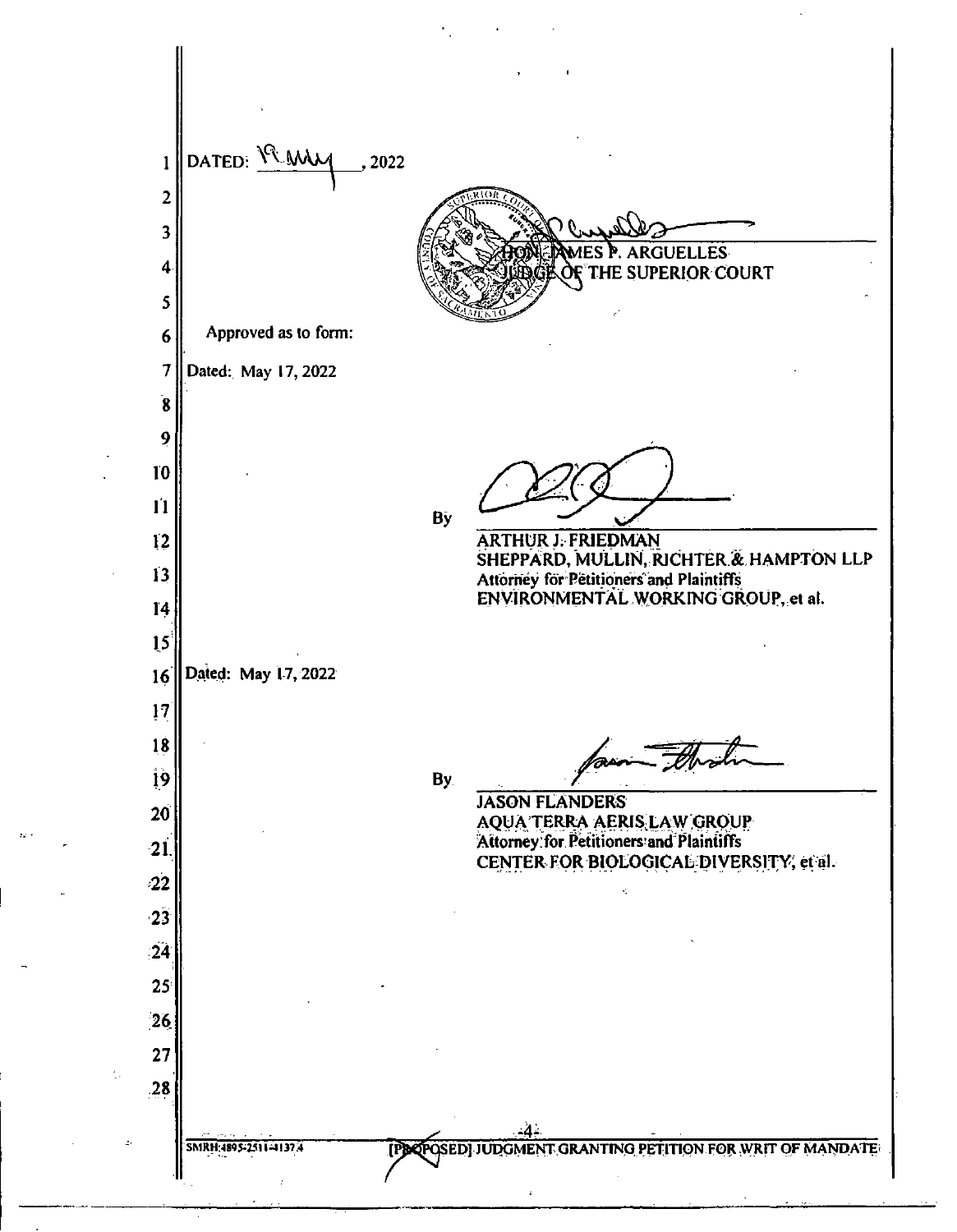DATED: 17 May, 2022

HON. JAMES P. ARGUELLES
JUDGE OF THE SUPERIOR COURT

Approved as to form:

Dated: May 17, 2022

By ______________________
ARTHUR J. FRIEDMAN
SHEPPARD, MULLIN, RICHTER & HAMPTON LLP
Attorney for Petitioners and Plaintiffs
ENVIRONMENTAL WORKING GROUP, et al.

Dated: May 17, 2022

By ______________________
JASON FLANDERS
AQUA TERRA AERIS LAW GROUP
Attorney for Petitioners and Plaintiffs
CENTER FOR BIOLOGICAL DIVERSITY, et al.

SMRH:4895-2511-4137.4

[PROPOSED] JUDGMENT GRANTING PETITION FOR WRIT OF MANDATE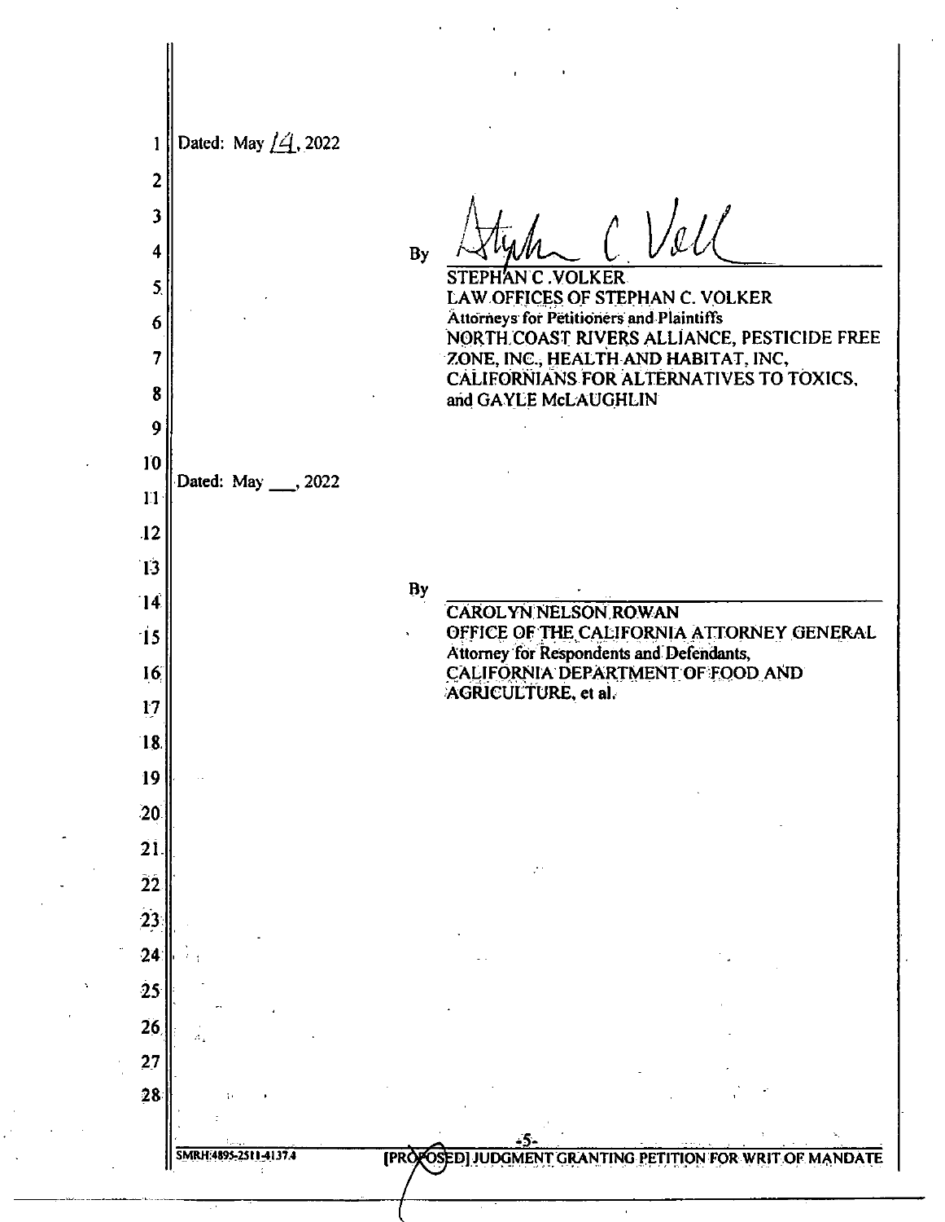Dated: May 14, 2022

By Stephan C. Volker (signature)

STEPHAN C. VOLKER
LAW OFFICES OF STEPHAN C. VOLKER
Attorneys for Petitioners and Plaintiffs
NORTH COAST RIVERS ALLIANCE, PESTICIDE FREE ZONE, INC., HEALTH AND HABITAT, INC, CALIFORNIANS FOR ALTERNATIVES TO TOXICS, and GAYLE McLAUGHLIN

Dated: May ___, 2022

By ______________________________

CAROLYN NELSON ROWAN
OFFICE OF THE CALIFORNIA ATTORNEY GENERAL
Attorney for Respondents and Defendants, CALIFORNIA DEPARTMENT OF FOOD AND AGRICULTURE, et al.

SMRH:4895-2511-4137.4

[PROPOSED] JUDGMENT GRANTING PETITION FOR WRIT OF MANDATE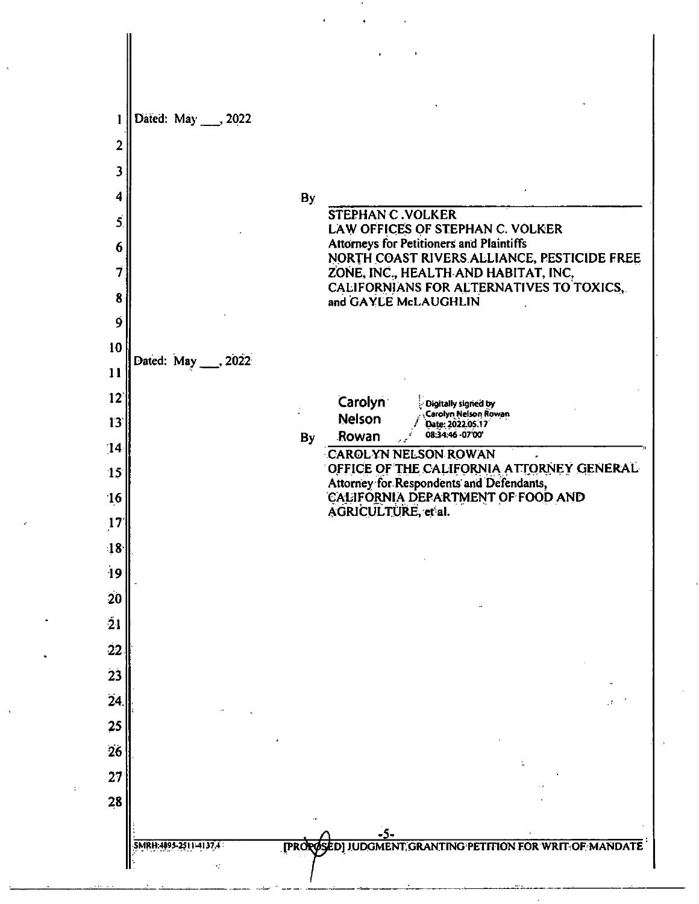Dated: May ___, 2022

By ______________________________

STEPHAN C. VOLKER
LAW OFFICES OF STEPHAN C. VOLKER
Attorneys for Petitioners and Plaintiffs
NORTH COAST RIVERS ALLIANCE, PESTICIDE FREE ZONE, INC., HEALTH AND HABITAT, INC, CALIFORNIANS FOR ALTERNATIVES TO TOXICS, and GAYLE McLAUGHLIN

Dated: May ___, 2022

By Carolyn Nelson Rowan — Digitally signed by Carolyn Nelson Rowan Date: 2022.05.17 08:34:46 -07'00'

CAROLYN NELSON ROWAN
OFFICE OF THE CALIFORNIA ATTORNEY GENERAL
Attorney for Respondents and Defendants,
CALIFORNIA DEPARTMENT OF FOOD AND AGRICULTURE, et al.

SMRH:4895-2511-4137.4 — [PROPOSED] JUDGMENT GRANTING PETITION FOR WRIT OF MANDATE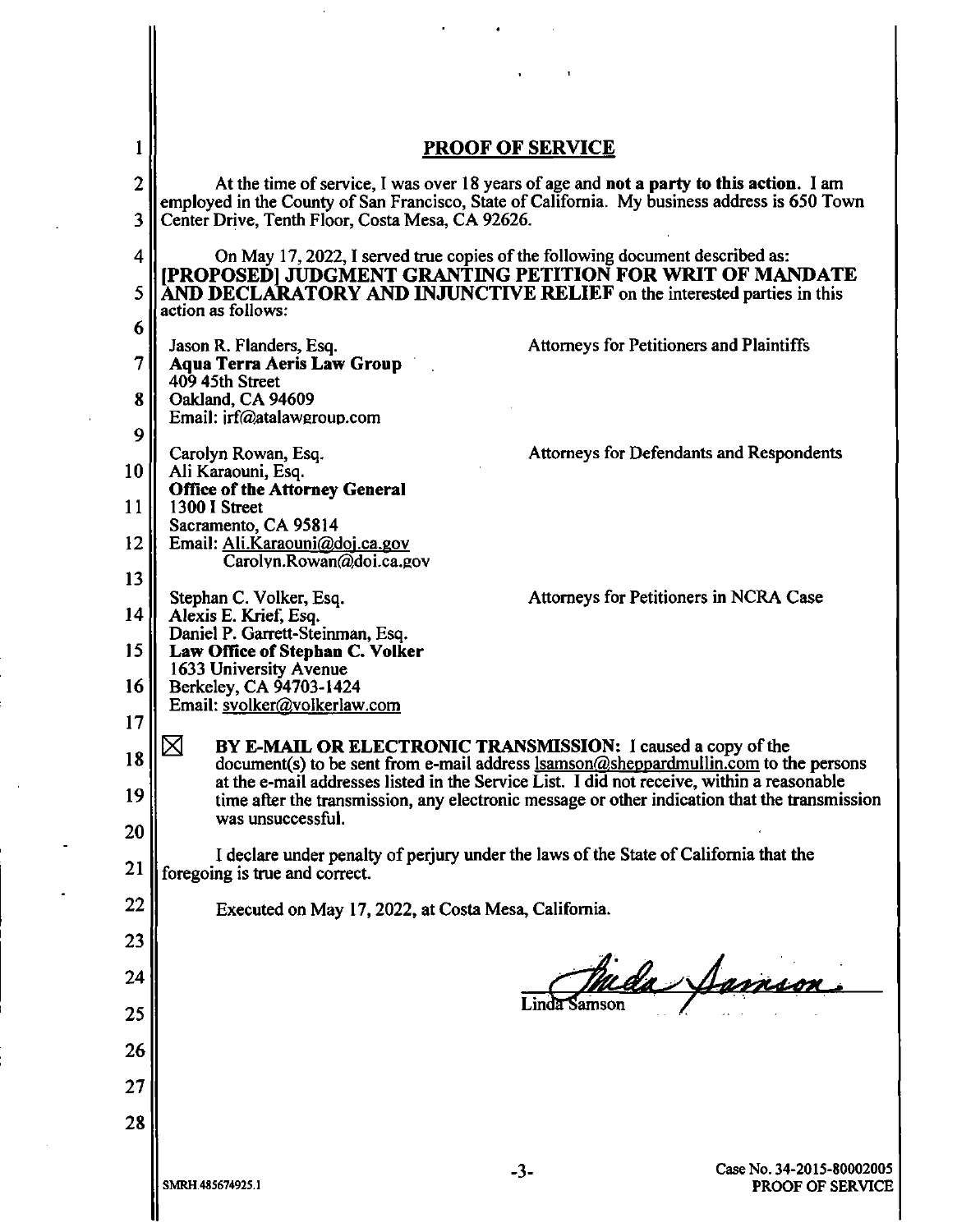## PROOF OF SERVICE

At the time of service, I was over 18 years of age and **not a party to this action.** I am employed in the County of San Francisco, State of California. My business address is 650 Town Center Drive, Tenth Floor, Costa Mesa, CA 92626.

On May 17, 2022, I served true copies of the following document described as: **[PROPOSED] JUDGMENT GRANTING PETITION FOR WRIT OF MANDATE AND DECLARATORY AND INJUNCTIVE RELIEF** on the interested parties in this action as follows:

| | |
|---|---|
| Jason R. Flanders, Esq.<br>**Aqua Terra Aeris Law Group**<br>409 45th Street<br>Oakland, CA 94609<br>Email: jrf@atalawgroup.com | Attorneys for Petitioners and Plaintiffs |
| Carolyn Rowan, Esq.<br>Ali Karaouni, Esq.<br>**Office of the Attorney General**<br>1300 I Street<br>Sacramento, CA 95814<br>Email: Ali.Karaouni@doj.ca.gov<br>Carolyn.Rowan@doj.ca.gov | Attorneys for Defendants and Respondents |
| Stephan C. Volker, Esq.<br>Alexis E. Krief, Esq.<br>Daniel P. Garrett-Steinman, Esq.<br>**Law Office of Stephan C. Volker**<br>1633 University Avenue<br>Berkeley, CA 94703-1424<br>Email: svolker@volkerlaw.com | Attorneys for Petitioners in NCRA Case |

☒ **BY E-MAIL OR ELECTRONIC TRANSMISSION:** I caused a copy of the document(s) to be sent from e-mail address lsamson@sheppardmullin.com to the persons at the e-mail addresses listed in the Service List. I did not receive, within a reasonable time after the transmission, any electronic message or other indication that the transmission was unsuccessful.

I declare under penalty of perjury under the laws of the State of California that the foregoing is true and correct.

Executed on May 17, 2022, at Costa Mesa, California.

Linda Samson

SMRH:485674925.1

Case No. 34-2015-80002005
PROOF OF SERVICE